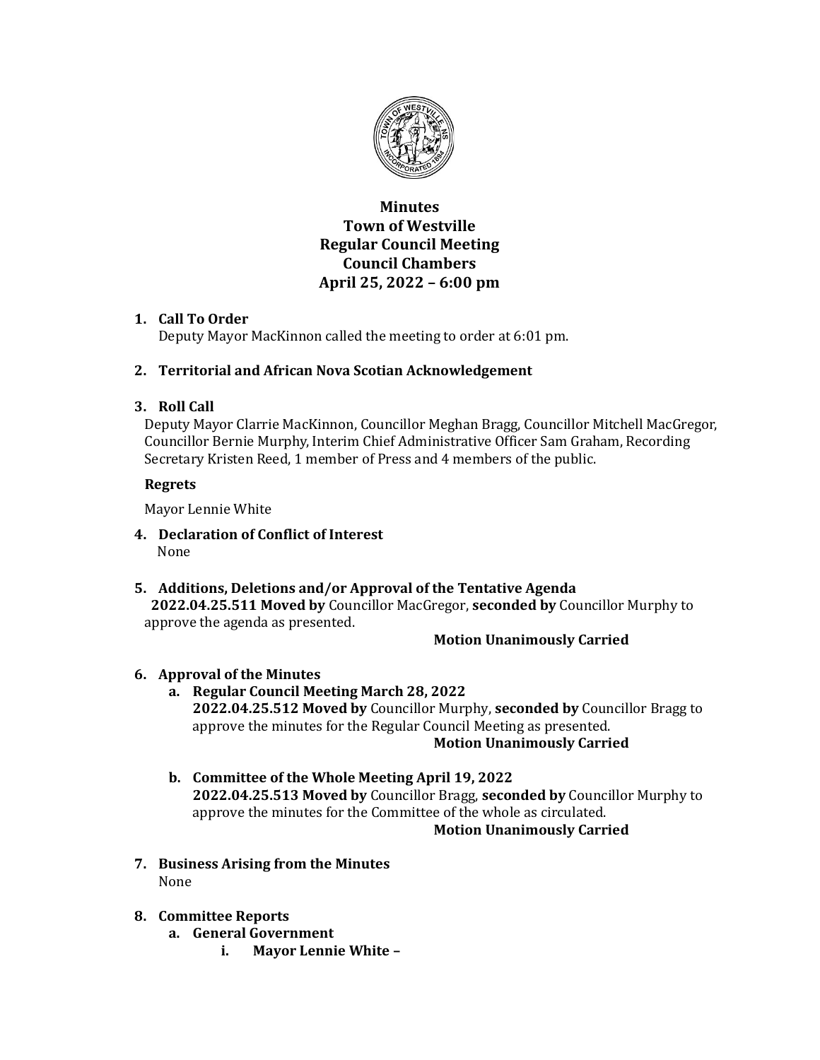# Minutes
# Town of Westville
# Regular Council Meeting
# Council Chambers
# April 25, 2022 – 6:00 pm

1. **Call To Order**
   Deputy Mayor MacKinnon called the meeting to order at 6:01 pm.

2. **Territorial and African Nova Scotian Acknowledgement**

3. **Roll Call**
   Deputy Mayor Clarrie MacKinnon, Councillor Meghan Bragg, Councillor Mitchell MacGregor, Councillor Bernie Murphy, Interim Chief Administrative Officer Sam Graham, Recording Secretary Kristen Reed, 1 member of Press and 4 members of the public.

   **Regrets**

   Mayor Lennie White

4. **Declaration of Conflict of Interest**
   None

5. **Additions, Deletions and/or Approval of the Tentative Agenda**
   **2022.04.25.511 Moved by** Councillor MacGregor, **seconded by** Councillor Murphy to approve the agenda as presented.

   **Motion Unanimously Carried**

6. **Approval of the Minutes**
   a. **Regular Council Meeting March 28, 2022**
      **2022.04.25.512 Moved by** Councillor Murphy, **seconded by** Councillor Bragg to approve the minutes for the Regular Council Meeting as presented.
      **Motion Unanimously Carried**

   b. **Committee of the Whole Meeting April 19, 2022**
      **2022.04.25.513 Moved by** Councillor Bragg, **seconded by** Councillor Murphy to approve the minutes for the Committee of the whole as circulated.
      **Motion Unanimously Carried**

7. **Business Arising from the Minutes**
   None

8. **Committee Reports**
   a. **General Government**
      i. **Mayor Lennie White –**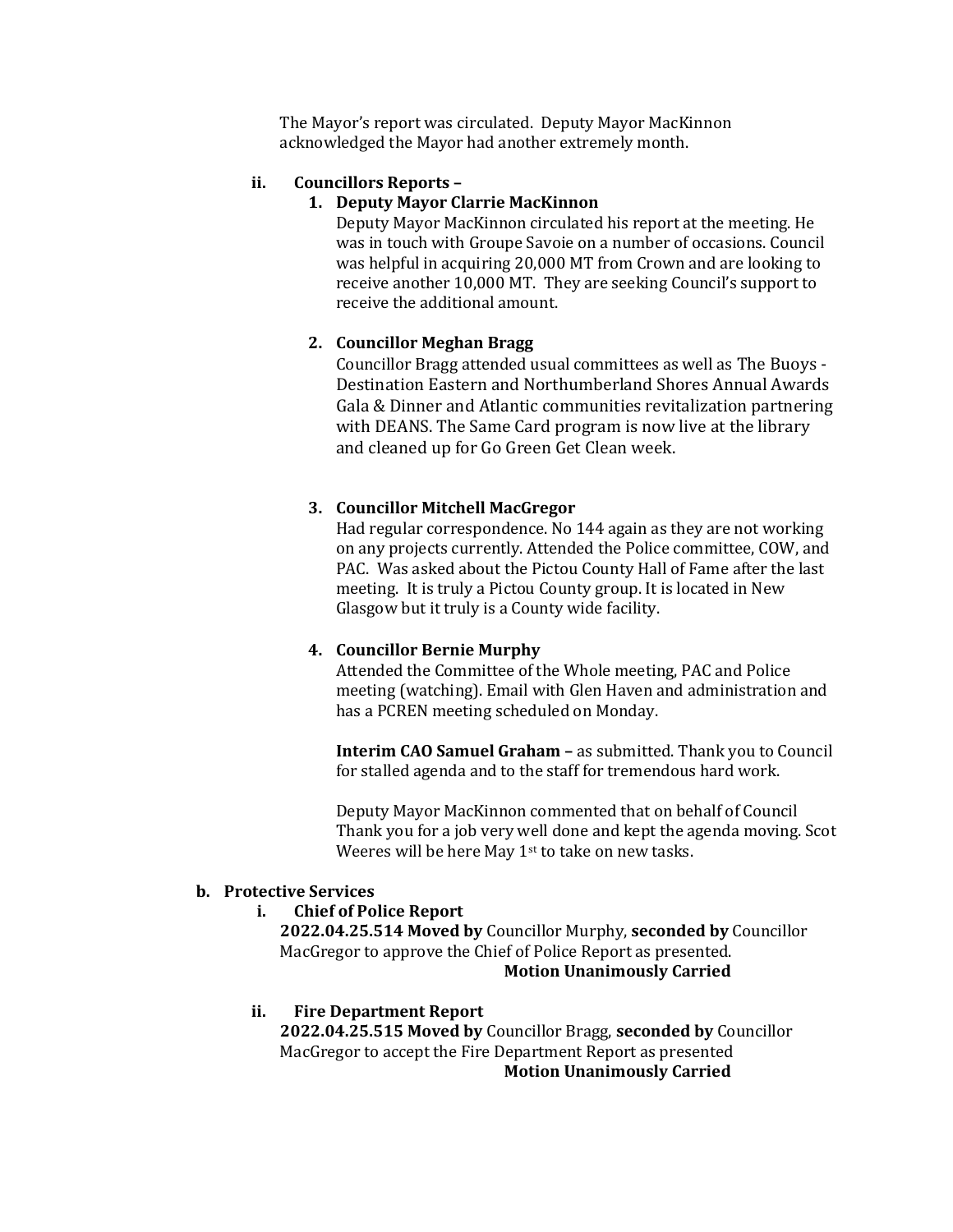The Mayor's report was circulated. Deputy Mayor MacKinnon acknowledged the Mayor had another extremely month.

**ii. Councillors Reports –**

**1. Deputy Mayor Clarrie MacKinnon**

Deputy Mayor MacKinnon circulated his report at the meeting. He was in touch with Groupe Savoie on a number of occasions. Council was helpful in acquiring 20,000 MT from Crown and are looking to receive another 10,000 MT. They are seeking Council's support to receive the additional amount.

**2. Councillor Meghan Bragg**

Councillor Bragg attended usual committees as well as The Buoys - Destination Eastern and Northumberland Shores Annual Awards Gala & Dinner and Atlantic communities revitalization partnering with DEANS. The Same Card program is now live at the library and cleaned up for Go Green Get Clean week.

**3. Councillor Mitchell MacGregor**

Had regular correspondence. No 144 again as they are not working on any projects currently. Attended the Police committee, COW, and PAC. Was asked about the Pictou County Hall of Fame after the last meeting. It is truly a Pictou County group. It is located in New Glasgow but it truly is a County wide facility.

**4. Councillor Bernie Murphy**

Attended the Committee of the Whole meeting, PAC and Police meeting (watching). Email with Glen Haven and administration and has a PCREN meeting scheduled on Monday.

**Interim CAO Samuel Graham –** as submitted. Thank you to Council for stalled agenda and to the staff for tremendous hard work.

Deputy Mayor MacKinnon commented that on behalf of Council Thank you for a job very well done and kept the agenda moving. Scot Weeres will be here May 1st to take on new tasks.

**b. Protective Services**

**i. Chief of Police Report**

**2022.04.25.514 Moved by** Councillor Murphy, **seconded by** Councillor MacGregor to approve the Chief of Police Report as presented.

**Motion Unanimously Carried**

**ii. Fire Department Report**

**2022.04.25.515 Moved by** Councillor Bragg, **seconded by** Councillor MacGregor to accept the Fire Department Report as presented

**Motion Unanimously Carried**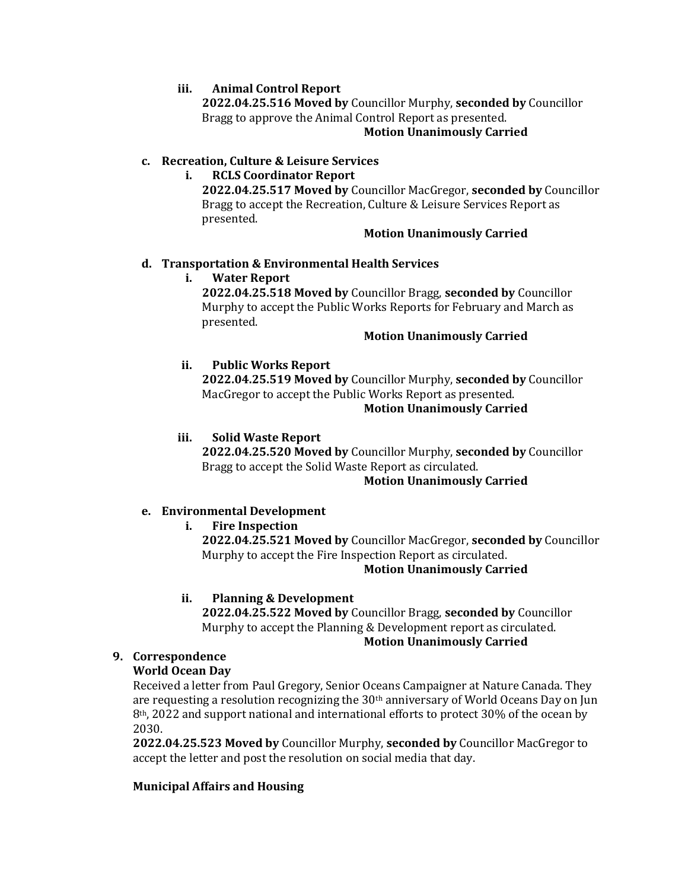iii. **Animal Control Report**

**2022.04.25.516 Moved by** Councillor Murphy, **seconded by** Councillor Bragg to approve the Animal Control Report as presented.

**Motion Unanimously Carried**

c. **Recreation, Culture & Leisure Services**

i. **RCLS Coordinator Report**

**2022.04.25.517 Moved by** Councillor MacGregor, **seconded by** Councillor Bragg to accept the Recreation, Culture & Leisure Services Report as presented.

**Motion Unanimously Carried**

d. **Transportation & Environmental Health Services**

i. **Water Report**

**2022.04.25.518 Moved by** Councillor Bragg, **seconded by** Councillor Murphy to accept the Public Works Reports for February and March as presented.

**Motion Unanimously Carried**

ii. **Public Works Report**

**2022.04.25.519 Moved by** Councillor Murphy, **seconded by** Councillor MacGregor to accept the Public Works Report as presented.

**Motion Unanimously Carried**

iii. **Solid Waste Report**

**2022.04.25.520 Moved by** Councillor Murphy, **seconded by** Councillor Bragg to accept the Solid Waste Report as circulated.

**Motion Unanimously Carried**

e. **Environmental Development**

i. **Fire Inspection**

**2022.04.25.521 Moved by** Councillor MacGregor, **seconded by** Councillor Murphy to accept the Fire Inspection Report as circulated.

**Motion Unanimously Carried**

ii. **Planning & Development**

**2022.04.25.522 Moved by** Councillor Bragg, **seconded by** Councillor Murphy to accept the Planning & Development report as circulated.

**Motion Unanimously Carried**

**9. Correspondence**

**World Ocean Day**

Received a letter from Paul Gregory, Senior Oceans Campaigner at Nature Canada. They are requesting a resolution recognizing the 30th anniversary of World Oceans Day on Jun 8th, 2022 and support national and international efforts to protect 30% of the ocean by 2030.

**2022.04.25.523 Moved by** Councillor Murphy, **seconded by** Councillor MacGregor to accept the letter and post the resolution on social media that day.

**Municipal Affairs and Housing**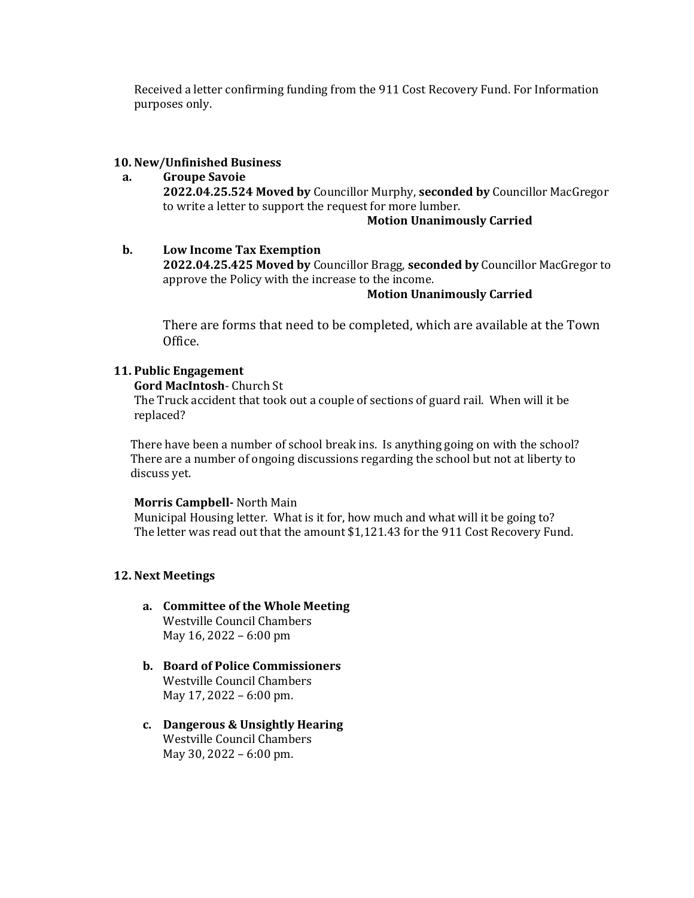Received a letter confirming funding from the 911 Cost Recovery Fund. For Information purposes only.

## 10. New/Unfinished Business

**a. Groupe Savoie**

**2022.04.25.524 Moved by** Councillor Murphy, **seconded by** Councillor MacGregor to write a letter to support the request for more lumber.

**Motion Unanimously Carried**

**b. Low Income Tax Exemption**

**2022.04.25.425 Moved by** Councillor Bragg, **seconded by** Councillor MacGregor to approve the Policy with the increase to the income.

**Motion Unanimously Carried**

There are forms that need to be completed, which are available at the Town Office.

## 11. Public Engagement

**Gord MacIntosh**- Church St

The Truck accident that took out a couple of sections of guard rail. When will it be replaced?

There have been a number of school break ins. Is anything going on with the school? There are a number of ongoing discussions regarding the school but not at liberty to discuss yet.

**Morris Campbell-** North Main

Municipal Housing letter. What is it for, how much and what will it be going to? The letter was read out that the amount $1,121.43 for the 911 Cost Recovery Fund.

## 12. Next Meetings

**a. Committee of the Whole Meeting**
Westville Council Chambers
May 16, 2022 – 6:00 pm

**b. Board of Police Commissioners**
Westville Council Chambers
May 17, 2022 – 6:00 pm.

**c. Dangerous & Unsightly Hearing**
Westville Council Chambers
May 30, 2022 – 6:00 pm.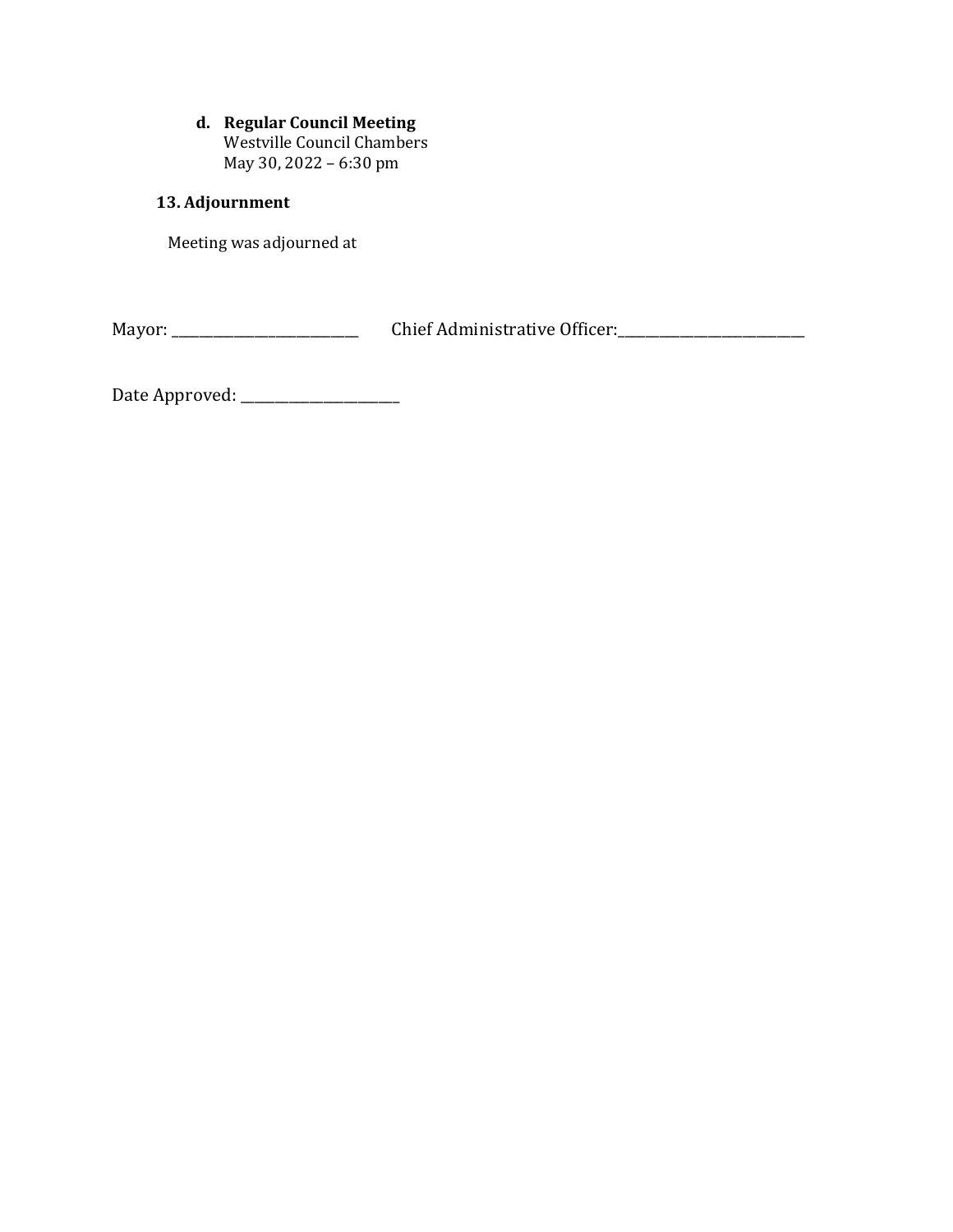d. **Regular Council Meeting**
   Westville Council Chambers
   May 30, 2022 – 6:30 pm

**13. Adjournment**

Meeting was adjourned at

Mayor: ___________________________ Chief Administrative Officer:___________________________

Date Approved: ______________________